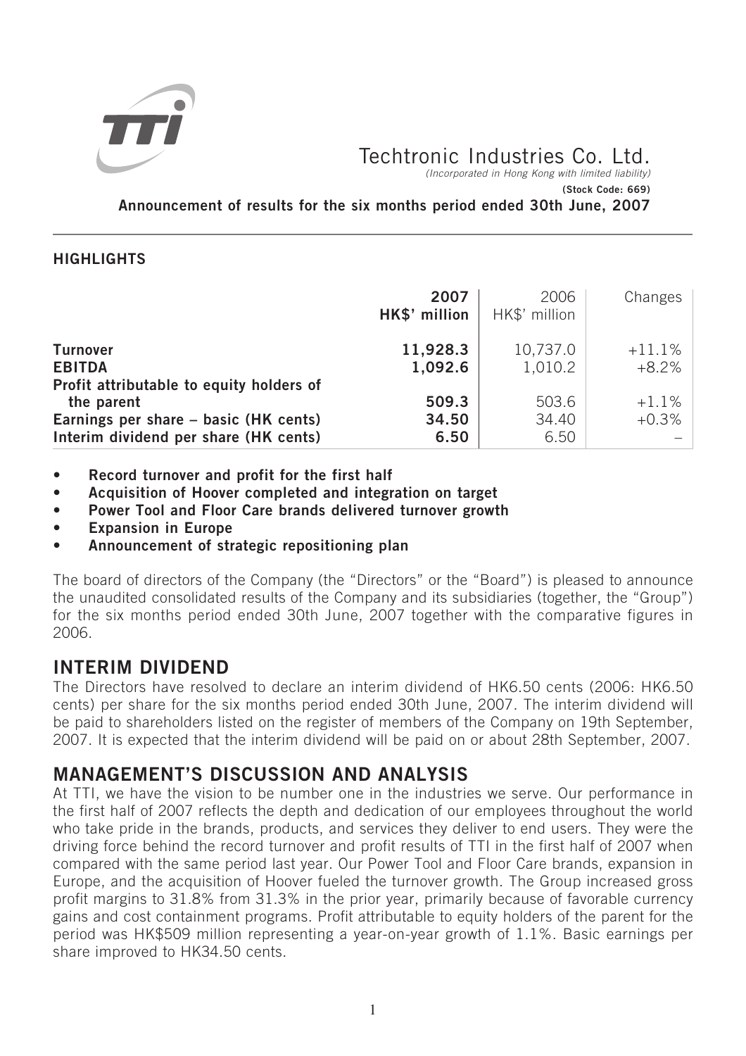# Techtronic Industries Co. Ltd.

*(Incorporated in Hong Kong with limited liability)*

**(Stock Code: 669)**

**Announcement of results for the six months period ended 30th June, 2007**

## HIGHLIGHTS

| | **2007 HK$' million** | 2006 HK$' million | Changes |
|---|---|---|---|
| **Turnover** | **11,928.3** | 10,737.0 | +11.1% |
| **EBITDA** | **1,092.6** | 1,010.2 | +8.2% |
| **Profit attributable to equity holders of the parent** | **509.3** | 503.6 | +1.1% |
| **Earnings per share – basic (HK cents)** | **34.50** | 34.40 | +0.3% |
| **Interim dividend per share (HK cents)** | **6.50** | 6.50 | – |

- **Record turnover and profit for the first half**
- **Acquisition of Hoover completed and integration on target**
- **Power Tool and Floor Care brands delivered turnover growth**
- **Expansion in Europe**
- **Announcement of strategic repositioning plan**

The board of directors of the Company (the "Directors" or the "Board") is pleased to announce the unaudited consolidated results of the Company and its subsidiaries (together, the "Group") for the six months period ended 30th June, 2007 together with the comparative figures in 2006.

## INTERIM DIVIDEND

The Directors have resolved to declare an interim dividend of HK6.50 cents (2006: HK6.50 cents) per share for the six months period ended 30th June, 2007. The interim dividend will be paid to shareholders listed on the register of members of the Company on 19th September, 2007. It is expected that the interim dividend will be paid on or about 28th September, 2007.

## MANAGEMENT'S DISCUSSION AND ANALYSIS

At TTI, we have the vision to be number one in the industries we serve. Our performance in the first half of 2007 reflects the depth and dedication of our employees throughout the world who take pride in the brands, products, and services they deliver to end users. They were the driving force behind the record turnover and profit results of TTI in the first half of 2007 when compared with the same period last year. Our Power Tool and Floor Care brands, expansion in Europe, and the acquisition of Hoover fueled the turnover growth. The Group increased gross profit margins to 31.8% from 31.3% in the prior year, primarily because of favorable currency gains and cost containment programs. Profit attributable to equity holders of the parent for the period was HK$509 million representing a year-on-year growth of 1.1%. Basic earnings per share improved to HK34.50 cents.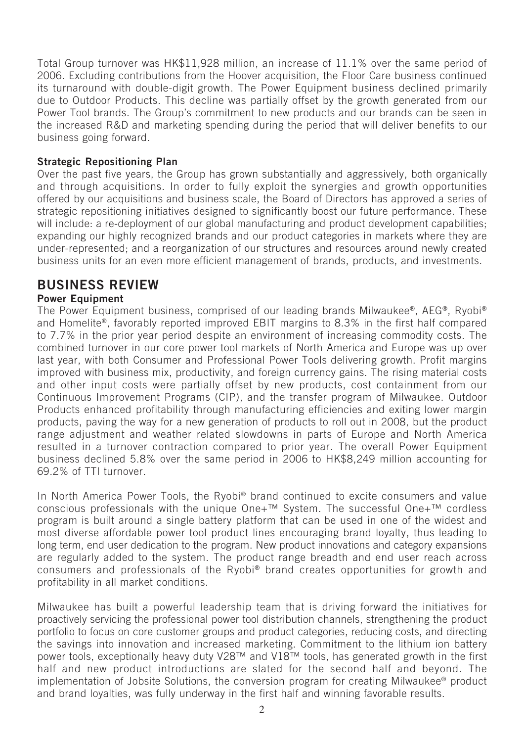Total Group turnover was HK$11,928 million, an increase of 11.1% over the same period of 2006. Excluding contributions from the Hoover acquisition, the Floor Care business continued its turnaround with double-digit growth. The Power Equipment business declined primarily due to Outdoor Products. This decline was partially offset by the growth generated from our Power Tool brands. The Group's commitment to new products and our brands can be seen in the increased R&D and marketing spending during the period that will deliver benefits to our business going forward.

**Strategic Repositioning Plan**

Over the past five years, the Group has grown substantially and aggressively, both organically and through acquisitions. In order to fully exploit the synergies and growth opportunities offered by our acquisitions and business scale, the Board of Directors has approved a series of strategic repositioning initiatives designed to significantly boost our future performance. These will include: a re-deployment of our global manufacturing and product development capabilities; expanding our highly recognized brands and our product categories in markets where they are under-represented; and a reorganization of our structures and resources around newly created business units for an even more efficient management of brands, products, and investments.

## BUSINESS REVIEW

**Power Equipment**

The Power Equipment business, comprised of our leading brands Milwaukee®, AEG®, Ryobi® and Homelite®, favorably reported improved EBIT margins to 8.3% in the first half compared to 7.7% in the prior year period despite an environment of increasing commodity costs. The combined turnover in our core power tool markets of North America and Europe was up over last year, with both Consumer and Professional Power Tools delivering growth. Profit margins improved with business mix, productivity, and foreign currency gains. The rising material costs and other input costs were partially offset by new products, cost containment from our Continuous Improvement Programs (CIP), and the transfer program of Milwaukee. Outdoor Products enhanced profitability through manufacturing efficiencies and exiting lower margin products, paving the way for a new generation of products to roll out in 2008, but the product range adjustment and weather related slowdowns in parts of Europe and North America resulted in a turnover contraction compared to prior year. The overall Power Equipment business declined 5.8% over the same period in 2006 to HK$8,249 million accounting for 69.2% of TTI turnover.

In North America Power Tools, the Ryobi® brand continued to excite consumers and value conscious professionals with the unique One+™ System. The successful One+™ cordless program is built around a single battery platform that can be used in one of the widest and most diverse affordable power tool product lines encouraging brand loyalty, thus leading to long term, end user dedication to the program. New product innovations and category expansions are regularly added to the system. The product range breadth and end user reach across consumers and professionals of the Ryobi® brand creates opportunities for growth and profitability in all market conditions.

Milwaukee has built a powerful leadership team that is driving forward the initiatives for proactively servicing the professional power tool distribution channels, strengthening the product portfolio to focus on core customer groups and product categories, reducing costs, and directing the savings into innovation and increased marketing. Commitment to the lithium ion battery power tools, exceptionally heavy duty V28™ and V18™ tools, has generated growth in the first half and new product introductions are slated for the second half and beyond. The implementation of Jobsite Solutions, the conversion program for creating Milwaukee® product and brand loyalties, was fully underway in the first half and winning favorable results.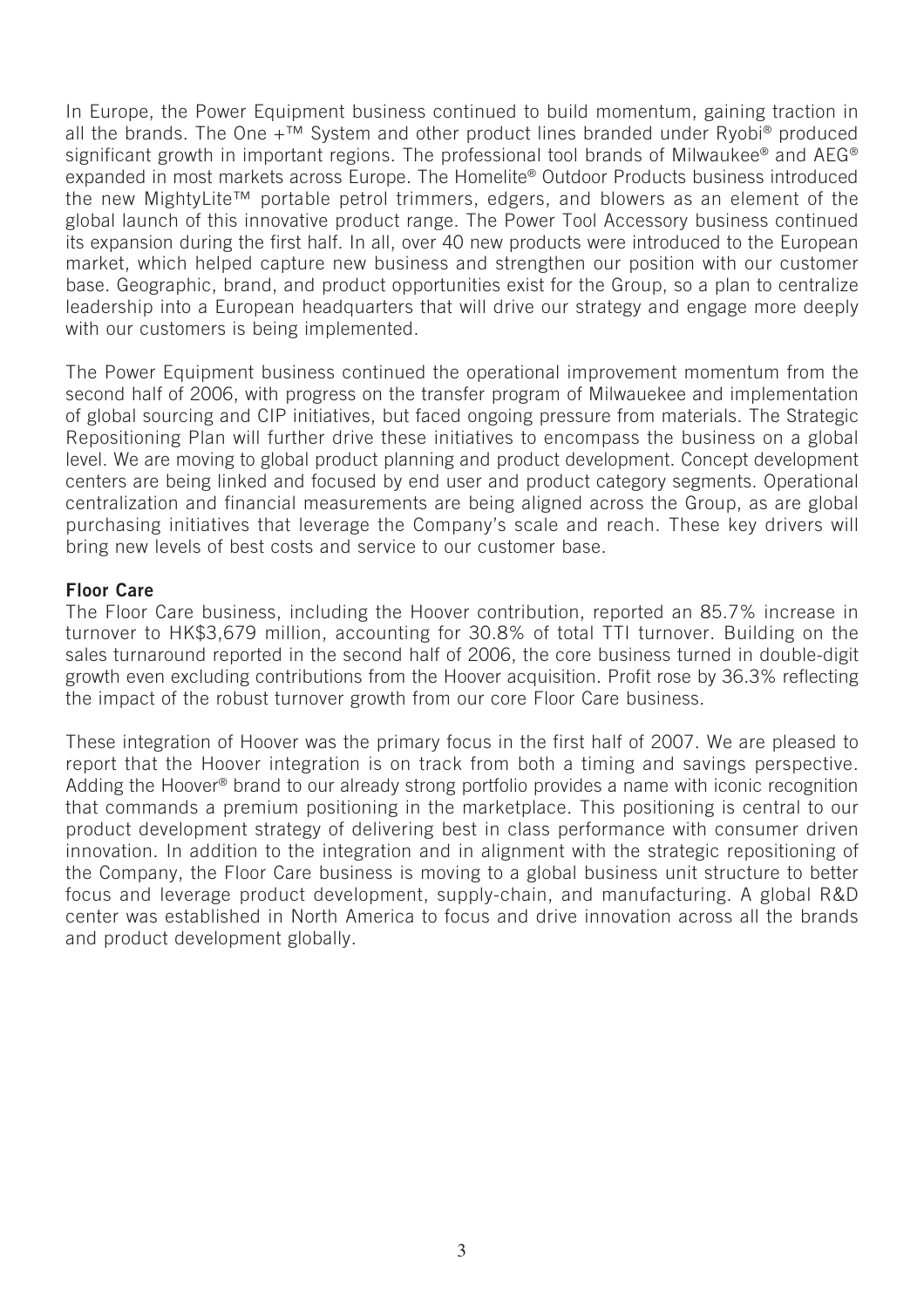In Europe, the Power Equipment business continued to build momentum, gaining traction in all the brands. The One +™ System and other product lines branded under Ryobi® produced significant growth in important regions. The professional tool brands of Milwaukee® and AEG® expanded in most markets across Europe. The Homelite® Outdoor Products business introduced the new MightyLite™ portable petrol trimmers, edgers, and blowers as an element of the global launch of this innovative product range. The Power Tool Accessory business continued its expansion during the first half. In all, over 40 new products were introduced to the European market, which helped capture new business and strengthen our position with our customer base. Geographic, brand, and product opportunities exist for the Group, so a plan to centralize leadership into a European headquarters that will drive our strategy and engage more deeply with our customers is being implemented.

The Power Equipment business continued the operational improvement momentum from the second half of 2006, with progress on the transfer program of Milwauekee and implementation of global sourcing and CIP initiatives, but faced ongoing pressure from materials. The Strategic Repositioning Plan will further drive these initiatives to encompass the business on a global level. We are moving to global product planning and product development. Concept development centers are being linked and focused by end user and product category segments. Operational centralization and financial measurements are being aligned across the Group, as are global purchasing initiatives that leverage the Company's scale and reach. These key drivers will bring new levels of best costs and service to our customer base.

**Floor Care**

The Floor Care business, including the Hoover contribution, reported an 85.7% increase in turnover to HK$3,679 million, accounting for 30.8% of total TTI turnover. Building on the sales turnaround reported in the second half of 2006, the core business turned in double-digit growth even excluding contributions from the Hoover acquisition. Profit rose by 36.3% reflecting the impact of the robust turnover growth from our core Floor Care business.

These integration of Hoover was the primary focus in the first half of 2007. We are pleased to report that the Hoover integration is on track from both a timing and savings perspective. Adding the Hoover® brand to our already strong portfolio provides a name with iconic recognition that commands a premium positioning in the marketplace. This positioning is central to our product development strategy of delivering best in class performance with consumer driven innovation. In addition to the integration and in alignment with the strategic repositioning of the Company, the Floor Care business is moving to a global business unit structure to better focus and leverage product development, supply-chain, and manufacturing. A global R&D center was established in North America to focus and drive innovation across all the brands and product development globally.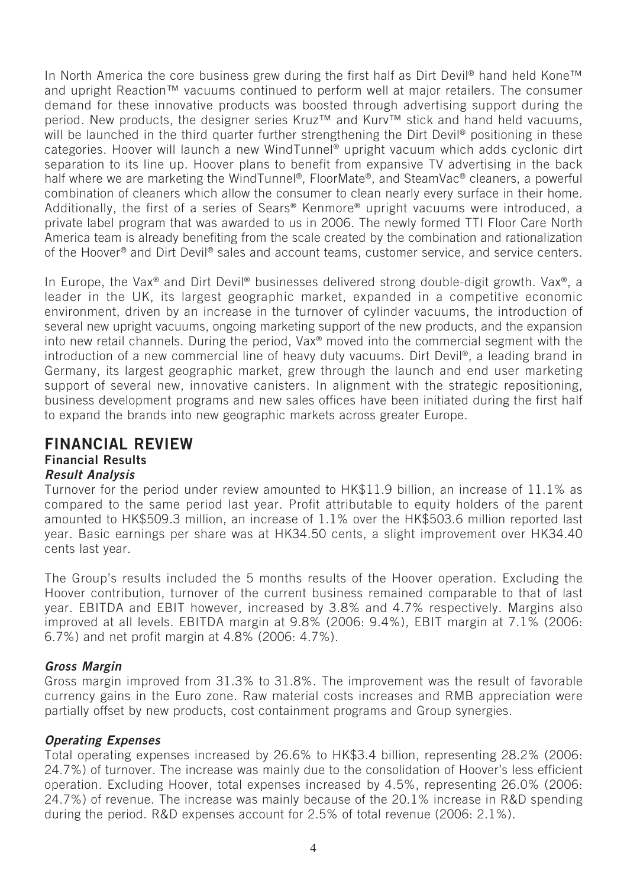In North America the core business grew during the first half as Dirt Devil® hand held Kone™ and upright Reaction™ vacuums continued to perform well at major retailers. The consumer demand for these innovative products was boosted through advertising support during the period. New products, the designer series Kruz™ and Kurv™ stick and hand held vacuums, will be launched in the third quarter further strengthening the Dirt Devil® positioning in these categories. Hoover will launch a new WindTunnel® upright vacuum which adds cyclonic dirt separation to its line up. Hoover plans to benefit from expansive TV advertising in the back half where we are marketing the WindTunnel®, FloorMate®, and SteamVac® cleaners, a powerful combination of cleaners which allow the consumer to clean nearly every surface in their home. Additionally, the first of a series of Sears® Kenmore® upright vacuums were introduced, a private label program that was awarded to us in 2006. The newly formed TTI Floor Care North America team is already benefiting from the scale created by the combination and rationalization of the Hoover® and Dirt Devil® sales and account teams, customer service, and service centers.

In Europe, the Vax® and Dirt Devil® businesses delivered strong double-digit growth. Vax®, a leader in the UK, its largest geographic market, expanded in a competitive economic environment, driven by an increase in the turnover of cylinder vacuums, the introduction of several new upright vacuums, ongoing marketing support of the new products, and the expansion into new retail channels. During the period, Vax® moved into the commercial segment with the introduction of a new commercial line of heavy duty vacuums. Dirt Devil®, a leading brand in Germany, its largest geographic market, grew through the launch and end user marketing support of several new, innovative canisters. In alignment with the strategic repositioning, business development programs and new sales offices have been initiated during the first half to expand the brands into new geographic markets across greater Europe.

## FINANCIAL REVIEW

### Financial Results

#### *Result Analysis*

Turnover for the period under review amounted to HK$11.9 billion, an increase of 11.1% as compared to the same period last year. Profit attributable to equity holders of the parent amounted to HK$509.3 million, an increase of 1.1% over the HK$503.6 million reported last year. Basic earnings per share was at HK34.50 cents, a slight improvement over HK34.40 cents last year.

The Group's results included the 5 months results of the Hoover operation. Excluding the Hoover contribution, turnover of the current business remained comparable to that of last year. EBITDA and EBIT however, increased by 3.8% and 4.7% respectively. Margins also improved at all levels. EBITDA margin at 9.8% (2006: 9.4%), EBIT margin at 7.1% (2006: 6.7%) and net profit margin at 4.8% (2006: 4.7%).

#### *Gross Margin*

Gross margin improved from 31.3% to 31.8%. The improvement was the result of favorable currency gains in the Euro zone. Raw material costs increases and RMB appreciation were partially offset by new products, cost containment programs and Group synergies.

#### *Operating Expenses*

Total operating expenses increased by 26.6% to HK$3.4 billion, representing 28.2% (2006: 24.7%) of turnover. The increase was mainly due to the consolidation of Hoover's less efficient operation. Excluding Hoover, total expenses increased by 4.5%, representing 26.0% (2006: 24.7%) of revenue. The increase was mainly because of the 20.1% increase in R&D spending during the period. R&D expenses account for 2.5% of total revenue (2006: 2.1%).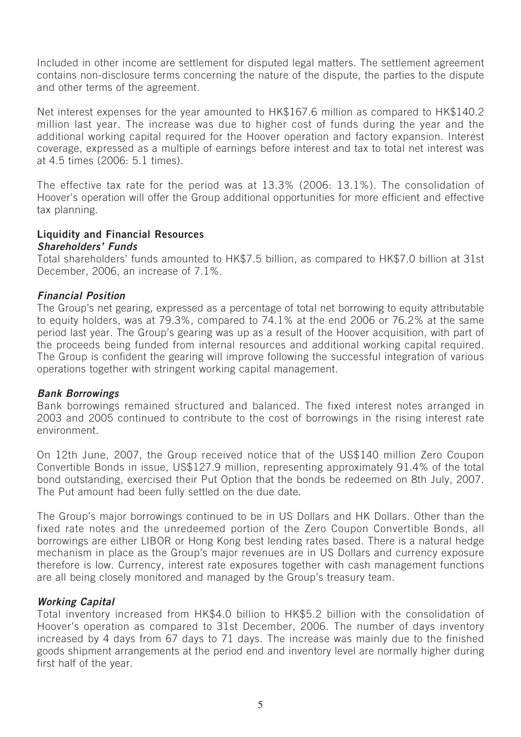Included in other income are settlement for disputed legal matters. The settlement agreement contains non-disclosure terms concerning the nature of the dispute, the parties to the dispute and other terms of the agreement.

Net interest expenses for the year amounted to HK$167.6 million as compared to HK$140.2 million last year. The increase was due to higher cost of funds during the year and the additional working capital required for the Hoover operation and factory expansion. Interest coverage, expressed as a multiple of earnings before interest and tax to total net interest was at 4.5 times (2006: 5.1 times).

The effective tax rate for the period was at 13.3% (2006: 13.1%). The consolidation of Hoover's operation will offer the Group additional opportunities for more efficient and effective tax planning.

**Liquidity and Financial Resources**

***Shareholders' Funds***

Total shareholders' funds amounted to HK$7.5 billion, as compared to HK$7.0 billion at 31st December, 2006, an increase of 7.1%.

***Financial Position***

The Group's net gearing, expressed as a percentage of total net borrowing to equity attributable to equity holders, was at 79.3%, compared to 74.1% at the end 2006 or 76.2% at the same period last year. The Group's gearing was up as a result of the Hoover acquisition, with part of the proceeds being funded from internal resources and additional working capital required. The Group is confident the gearing will improve following the successful integration of various operations together with stringent working capital management.

***Bank Borrowings***

Bank borrowings remained structured and balanced. The fixed interest notes arranged in 2003 and 2005 continued to contribute to the cost of borrowings in the rising interest rate environment.

On 12th June, 2007, the Group received notice that of the US$140 million Zero Coupon Convertible Bonds in issue, US$127.9 million, representing approximately 91.4% of the total bond outstanding, exercised their Put Option that the bonds be redeemed on 8th July, 2007. The Put amount had been fully settled on the due date.

The Group's major borrowings continued to be in US Dollars and HK Dollars. Other than the fixed rate notes and the unredeemed portion of the Zero Coupon Convertible Bonds, all borrowings are either LIBOR or Hong Kong best lending rates based. There is a natural hedge mechanism in place as the Group's major revenues are in US Dollars and currency exposure therefore is low. Currency, interest rate exposures together with cash management functions are all being closely monitored and managed by the Group's treasury team.

***Working Capital***

Total inventory increased from HK$4.0 billion to HK$5.2 billion with the consolidation of Hoover's operation as compared to 31st December, 2006. The number of days inventory increased by 4 days from 67 days to 71 days. The increase was mainly due to the finished goods shipment arrangements at the period end and inventory level are normally higher during first half of the year.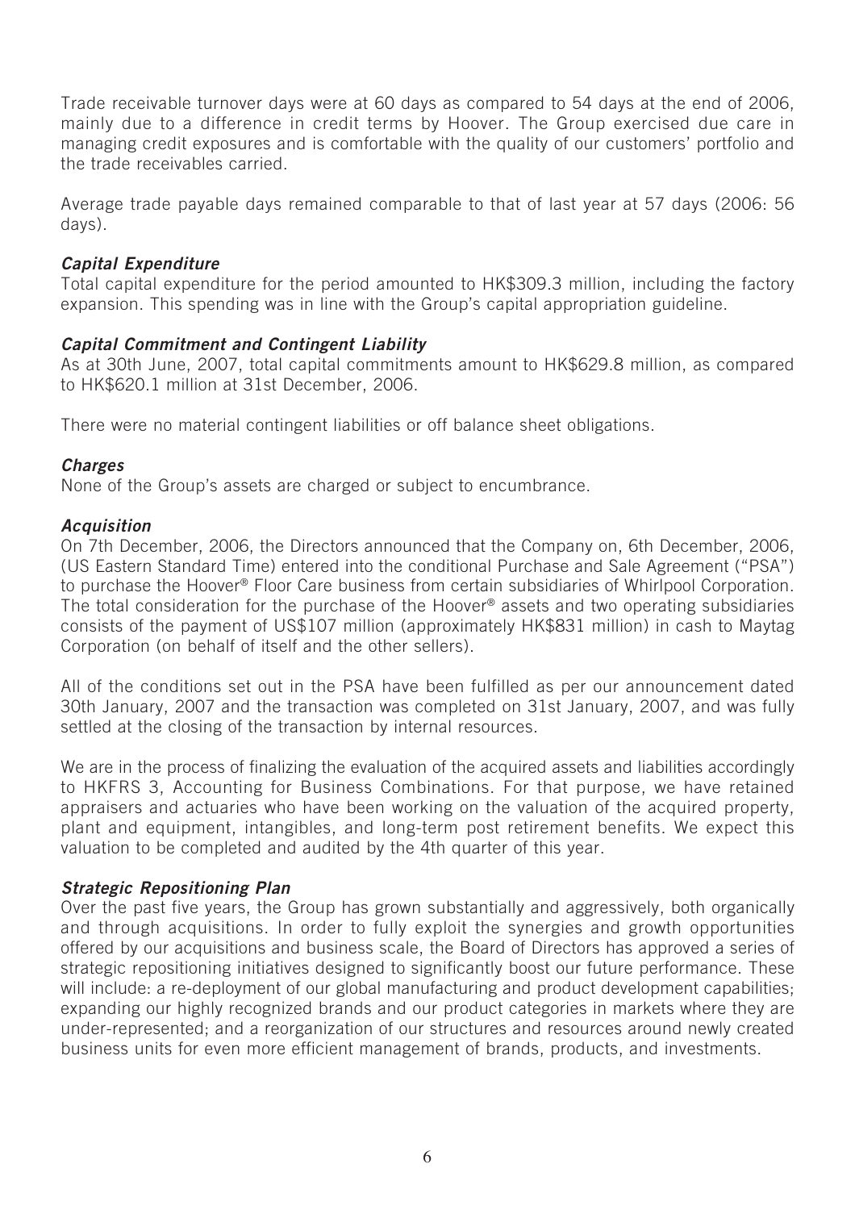Trade receivable turnover days were at 60 days as compared to 54 days at the end of 2006, mainly due to a difference in credit terms by Hoover. The Group exercised due care in managing credit exposures and is comfortable with the quality of our customers' portfolio and the trade receivables carried.

Average trade payable days remained comparable to that of last year at 57 days (2006: 56 days).

***Capital Expenditure***

Total capital expenditure for the period amounted to HK$309.3 million, including the factory expansion. This spending was in line with the Group's capital appropriation guideline.

***Capital Commitment and Contingent Liability***

As at 30th June, 2007, total capital commitments amount to HK$629.8 million, as compared to HK$620.1 million at 31st December, 2006.

There were no material contingent liabilities or off balance sheet obligations.

***Charges***

None of the Group's assets are charged or subject to encumbrance.

***Acquisition***

On 7th December, 2006, the Directors announced that the Company on, 6th December, 2006, (US Eastern Standard Time) entered into the conditional Purchase and Sale Agreement ("PSA") to purchase the Hoover® Floor Care business from certain subsidiaries of Whirlpool Corporation. The total consideration for the purchase of the Hoover® assets and two operating subsidiaries consists of the payment of US$107 million (approximately HK$831 million) in cash to Maytag Corporation (on behalf of itself and the other sellers).

All of the conditions set out in the PSA have been fulfilled as per our announcement dated 30th January, 2007 and the transaction was completed on 31st January, 2007, and was fully settled at the closing of the transaction by internal resources.

We are in the process of finalizing the evaluation of the acquired assets and liabilities accordingly to HKFRS 3, Accounting for Business Combinations. For that purpose, we have retained appraisers and actuaries who have been working on the valuation of the acquired property, plant and equipment, intangibles, and long-term post retirement benefits. We expect this valuation to be completed and audited by the 4th quarter of this year.

***Strategic Repositioning Plan***

Over the past five years, the Group has grown substantially and aggressively, both organically and through acquisitions. In order to fully exploit the synergies and growth opportunities offered by our acquisitions and business scale, the Board of Directors has approved a series of strategic repositioning initiatives designed to significantly boost our future performance. These will include: a re-deployment of our global manufacturing and product development capabilities; expanding our highly recognized brands and our product categories in markets where they are under-represented; and a reorganization of our structures and resources around newly created business units for even more efficient management of brands, products, and investments.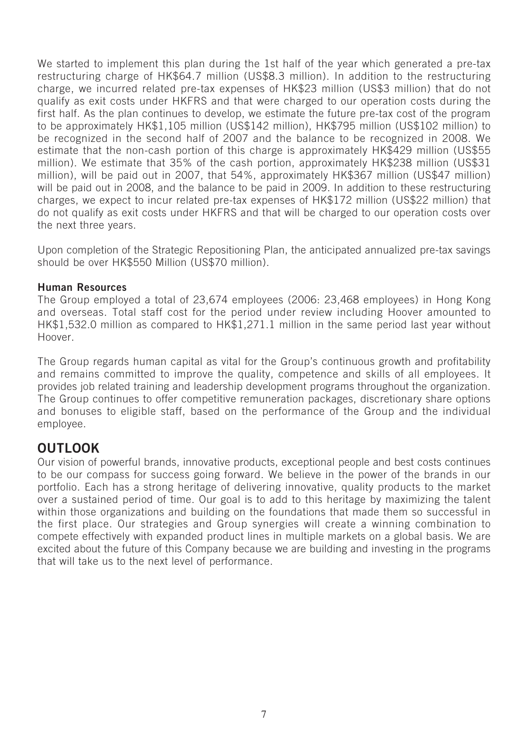We started to implement this plan during the 1st half of the year which generated a pre-tax restructuring charge of HK$64.7 million (US$8.3 million). In addition to the restructuring charge, we incurred related pre-tax expenses of HK$23 million (US$3 million) that do not qualify as exit costs under HKFRS and that were charged to our operation costs during the first half. As the plan continues to develop, we estimate the future pre-tax cost of the program to be approximately HK$1,105 million (US$142 million), HK$795 million (US$102 million) to be recognized in the second half of 2007 and the balance to be recognized in 2008. We estimate that the non-cash portion of this charge is approximately HK$429 million (US$55 million). We estimate that 35% of the cash portion, approximately HK$238 million (US$31 million), will be paid out in 2007, that 54%, approximately HK$367 million (US$47 million) will be paid out in 2008, and the balance to be paid in 2009. In addition to these restructuring charges, we expect to incur related pre-tax expenses of HK$172 million (US$22 million) that do not qualify as exit costs under HKFRS and that will be charged to our operation costs over the next three years.

Upon completion of the Strategic Repositioning Plan, the anticipated annualized pre-tax savings should be over HK$550 Million (US$70 million).

**Human Resources**

The Group employed a total of 23,674 employees (2006: 23,468 employees) in Hong Kong and overseas. Total staff cost for the period under review including Hoover amounted to HK$1,532.0 million as compared to HK$1,271.1 million in the same period last year without Hoover.

The Group regards human capital as vital for the Group's continuous growth and profitability and remains committed to improve the quality, competence and skills of all employees. It provides job related training and leadership development programs throughout the organization. The Group continues to offer competitive remuneration packages, discretionary share options and bonuses to eligible staff, based on the performance of the Group and the individual employee.

## OUTLOOK

Our vision of powerful brands, innovative products, exceptional people and best costs continues to be our compass for success going forward. We believe in the power of the brands in our portfolio. Each has a strong heritage of delivering innovative, quality products to the market over a sustained period of time. Our goal is to add to this heritage by maximizing the talent within those organizations and building on the foundations that made them so successful in the first place. Our strategies and Group synergies will create a winning combination to compete effectively with expanded product lines in multiple markets on a global basis. We are excited about the future of this Company because we are building and investing in the programs that will take us to the next level of performance.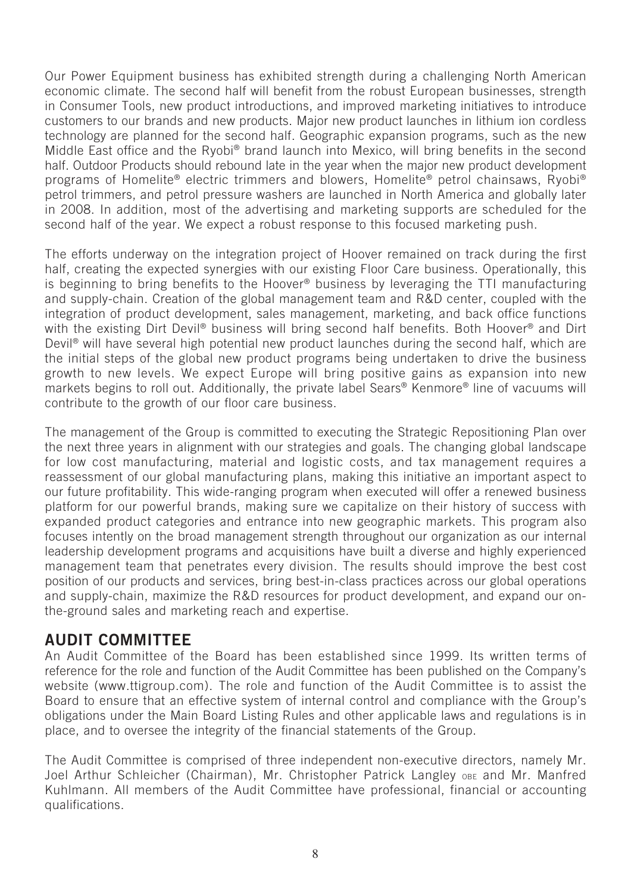Our Power Equipment business has exhibited strength during a challenging North American economic climate. The second half will benefit from the robust European businesses, strength in Consumer Tools, new product introductions, and improved marketing initiatives to introduce customers to our brands and new products. Major new product launches in lithium ion cordless technology are planned for the second half. Geographic expansion programs, such as the new Middle East office and the Ryobi® brand launch into Mexico, will bring benefits in the second half. Outdoor Products should rebound late in the year when the major new product development programs of Homelite® electric trimmers and blowers, Homelite® petrol chainsaws, Ryobi® petrol trimmers, and petrol pressure washers are launched in North America and globally later in 2008. In addition, most of the advertising and marketing supports are scheduled for the second half of the year. We expect a robust response to this focused marketing push.

The efforts underway on the integration project of Hoover remained on track during the first half, creating the expected synergies with our existing Floor Care business. Operationally, this is beginning to bring benefits to the Hoover® business by leveraging the TTI manufacturing and supply-chain. Creation of the global management team and R&D center, coupled with the integration of product development, sales management, marketing, and back office functions with the existing Dirt Devil® business will bring second half benefits. Both Hoover® and Dirt Devil® will have several high potential new product launches during the second half, which are the initial steps of the global new product programs being undertaken to drive the business growth to new levels. We expect Europe will bring positive gains as expansion into new markets begins to roll out. Additionally, the private label Sears® Kenmore® line of vacuums will contribute to the growth of our floor care business.

The management of the Group is committed to executing the Strategic Repositioning Plan over the next three years in alignment with our strategies and goals. The changing global landscape for low cost manufacturing, material and logistic costs, and tax management requires a reassessment of our global manufacturing plans, making this initiative an important aspect to our future profitability. This wide-ranging program when executed will offer a renewed business platform for our powerful brands, making sure we capitalize on their history of success with expanded product categories and entrance into new geographic markets. This program also focuses intently on the broad management strength throughout our organization as our internal leadership development programs and acquisitions have built a diverse and highly experienced management team that penetrates every division. The results should improve the best cost position of our products and services, bring best-in-class practices across our global operations and supply-chain, maximize the R&D resources for product development, and expand our on-the-ground sales and marketing reach and expertise.

## AUDIT COMMITTEE

An Audit Committee of the Board has been established since 1999. Its written terms of reference for the role and function of the Audit Committee has been published on the Company's website (www.ttigroup.com). The role and function of the Audit Committee is to assist the Board to ensure that an effective system of internal control and compliance with the Group's obligations under the Main Board Listing Rules and other applicable laws and regulations is in place, and to oversee the integrity of the financial statements of the Group.

The Audit Committee is comprised of three independent non-executive directors, namely Mr. Joel Arthur Schleicher (Chairman), Mr. Christopher Patrick Langley OBE and Mr. Manfred Kuhlmann. All members of the Audit Committee have professional, financial or accounting qualifications.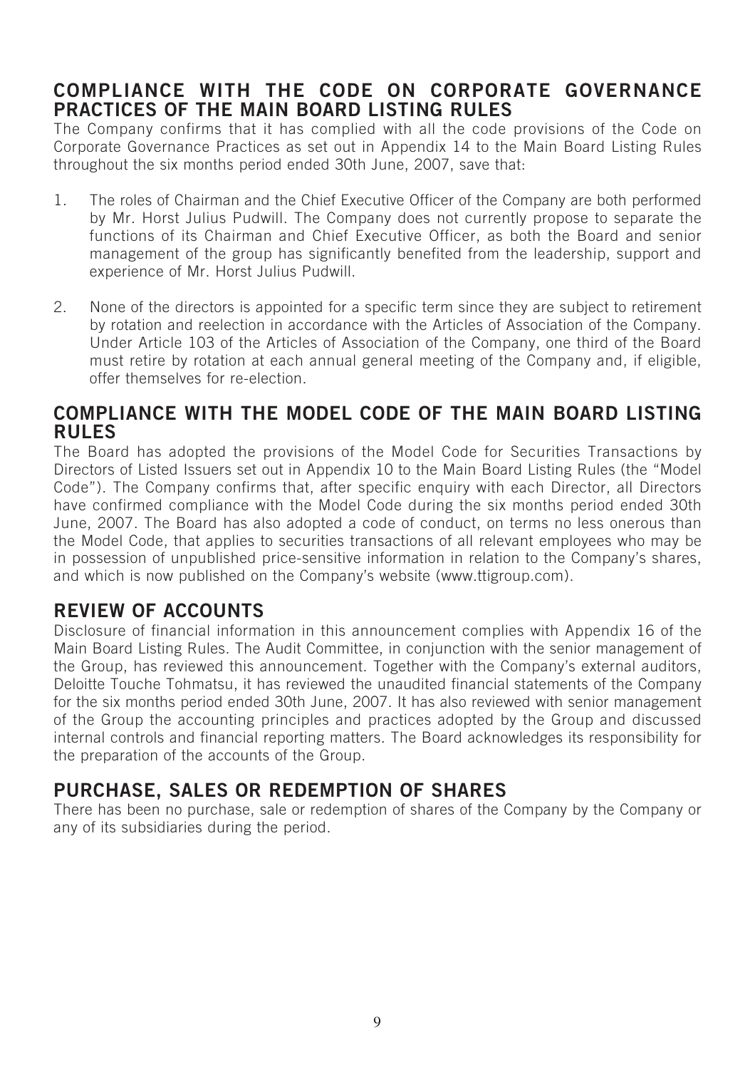## COMPLIANCE WITH THE CODE ON CORPORATE GOVERNANCE PRACTICES OF THE MAIN BOARD LISTING RULES

The Company confirms that it has complied with all the code provisions of the Code on Corporate Governance Practices as set out in Appendix 14 to the Main Board Listing Rules throughout the six months period ended 30th June, 2007, save that:

1. The roles of Chairman and the Chief Executive Officer of the Company are both performed by Mr. Horst Julius Pudwill. The Company does not currently propose to separate the functions of its Chairman and Chief Executive Officer, as both the Board and senior management of the group has significantly benefited from the leadership, support and experience of Mr. Horst Julius Pudwill.

2. None of the directors is appointed for a specific term since they are subject to retirement by rotation and reelection in accordance with the Articles of Association of the Company. Under Article 103 of the Articles of Association of the Company, one third of the Board must retire by rotation at each annual general meeting of the Company and, if eligible, offer themselves for re-election.

## COMPLIANCE WITH THE MODEL CODE OF THE MAIN BOARD LISTING RULES

The Board has adopted the provisions of the Model Code for Securities Transactions by Directors of Listed Issuers set out in Appendix 10 to the Main Board Listing Rules (the "Model Code"). The Company confirms that, after specific enquiry with each Director, all Directors have confirmed compliance with the Model Code during the six months period ended 30th June, 2007. The Board has also adopted a code of conduct, on terms no less onerous than the Model Code, that applies to securities transactions of all relevant employees who may be in possession of unpublished price-sensitive information in relation to the Company's shares, and which is now published on the Company's website (www.ttigroup.com).

## REVIEW OF ACCOUNTS

Disclosure of financial information in this announcement complies with Appendix 16 of the Main Board Listing Rules. The Audit Committee, in conjunction with the senior management of the Group, has reviewed this announcement. Together with the Company's external auditors, Deloitte Touche Tohmatsu, it has reviewed the unaudited financial statements of the Company for the six months period ended 30th June, 2007. It has also reviewed with senior management of the Group the accounting principles and practices adopted by the Group and discussed internal controls and financial reporting matters. The Board acknowledges its responsibility for the preparation of the accounts of the Group.

## PURCHASE, SALES OR REDEMPTION OF SHARES

There has been no purchase, sale or redemption of shares of the Company by the Company or any of its subsidiaries during the period.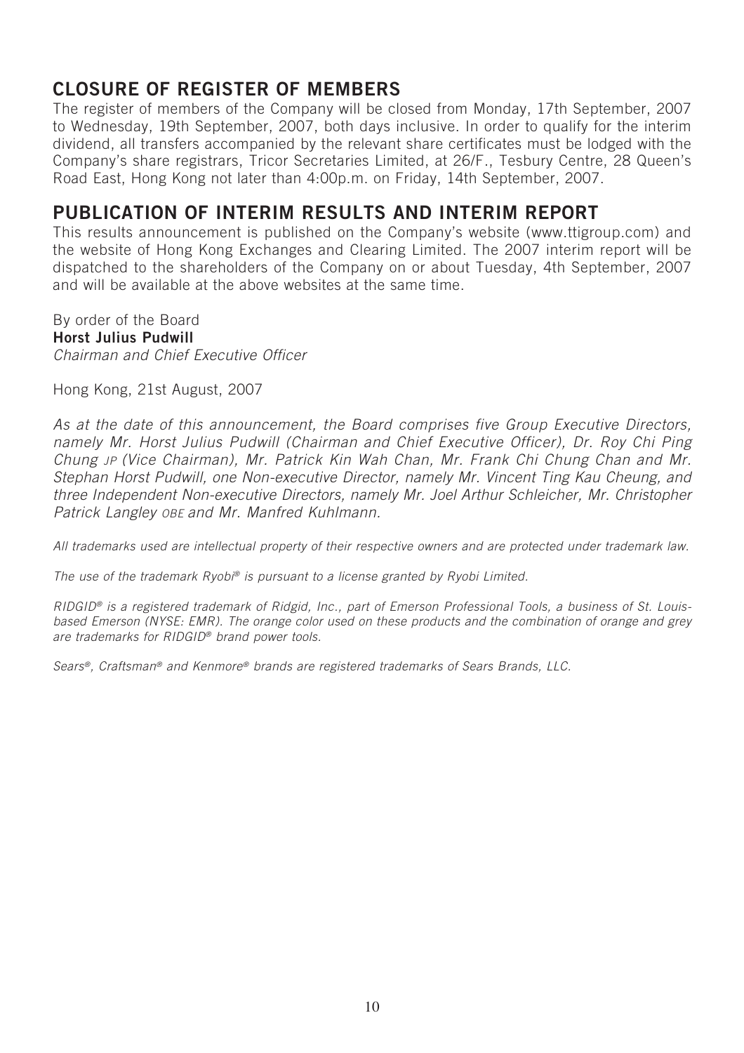## CLOSURE OF REGISTER OF MEMBERS

The register of members of the Company will be closed from Monday, 17th September, 2007 to Wednesday, 19th September, 2007, both days inclusive. In order to qualify for the interim dividend, all transfers accompanied by the relevant share certificates must be lodged with the Company's share registrars, Tricor Secretaries Limited, at 26/F., Tesbury Centre, 28 Queen's Road East, Hong Kong not later than 4:00p.m. on Friday, 14th September, 2007.

## PUBLICATION OF INTERIM RESULTS AND INTERIM REPORT

This results announcement is published on the Company's website (www.ttigroup.com) and the website of Hong Kong Exchanges and Clearing Limited. The 2007 interim report will be dispatched to the shareholders of the Company on or about Tuesday, 4th September, 2007 and will be available at the above websites at the same time.

By order of the Board
**Horst Julius Pudwill**
*Chairman and Chief Executive Officer*

Hong Kong, 21st August, 2007

*As at the date of this announcement, the Board comprises five Group Executive Directors, namely Mr. Horst Julius Pudwill (Chairman and Chief Executive Officer), Dr. Roy Chi Ping Chung JP (Vice Chairman), Mr. Patrick Kin Wah Chan, Mr. Frank Chi Chung Chan and Mr. Stephan Horst Pudwill, one Non-executive Director, namely Mr. Vincent Ting Kau Cheung, and three Independent Non-executive Directors, namely Mr. Joel Arthur Schleicher, Mr. Christopher Patrick Langley OBE and Mr. Manfred Kuhlmann.*

*All trademarks used are intellectual property of their respective owners and are protected under trademark law.*

*The use of the trademark Ryobi® is pursuant to a license granted by Ryobi Limited.*

*RIDGID® is a registered trademark of Ridgid, Inc., part of Emerson Professional Tools, a business of St. Louis-based Emerson (NYSE: EMR). The orange color used on these products and the combination of orange and grey are trademarks for RIDGID® brand power tools.*

*Sears®, Craftsman® and Kenmore® brands are registered trademarks of Sears Brands, LLC.*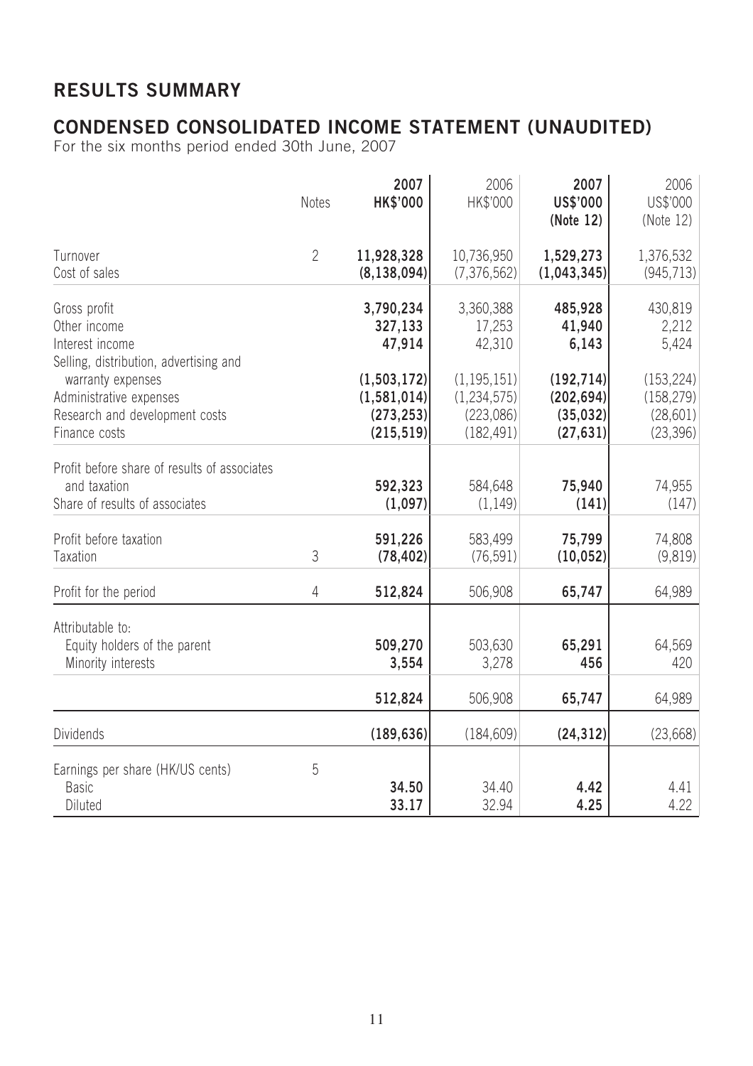## RESULTS SUMMARY

## CONDENSED CONSOLIDATED INCOME STATEMENT (UNAUDITED)

For the six months period ended 30th June, 2007

| | Notes | 2007 HK$'000 | 2006 HK$'000 | 2007 US$'000 (Note 12) | 2006 US$'000 (Note 12) |
|---|---|---|---|---|---|
| Turnover | 2 | **11,928,328** | 10,736,950 | **1,529,273** | 1,376,532 |
| Cost of sales | | **(8,138,094)** | (7,376,562) | **(1,043,345)** | (945,713) |
| Gross profit | | **3,790,234** | 3,360,388 | **485,928** | 430,819 |
| Other income | | **327,133** | 17,253 | **41,940** | 2,212 |
| Interest income | | **47,914** | 42,310 | **6,143** | 5,424 |
| Selling, distribution, advertising and warranty expenses | | **(1,503,172)** | (1,195,151) | **(192,714)** | (153,224) |
| Administrative expenses | | **(1,581,014)** | (1,234,575) | **(202,694)** | (158,279) |
| Research and development costs | | **(273,253)** | (223,086) | **(35,032)** | (28,601) |
| Finance costs | | **(215,519)** | (182,491) | **(27,631)** | (23,396) |
| Profit before share of results of associates and taxation | | **592,323** | 584,648 | **75,940** | 74,955 |
| Share of results of associates | | **(1,097)** | (1,149) | **(141)** | (147) |
| Profit before taxation | | **591,226** | 583,499 | **75,799** | 74,808 |
| Taxation | 3 | **(78,402)** | (76,591) | **(10,052)** | (9,819) |
| Profit for the period | 4 | **512,824** | 506,908 | **65,747** | 64,989 |
| Attributable to: | | | | | |
| Equity holders of the parent | | **509,270** | 503,630 | **65,291** | 64,569 |
| Minority interests | | **3,554** | 3,278 | **456** | 420 |
| | | **512,824** | 506,908 | **65,747** | 64,989 |
| Dividends | | **(189,636)** | (184,609) | **(24,312)** | (23,668) |
| Earnings per share (HK/US cents) | 5 | | | | |
| Basic | | **34.50** | 34.40 | **4.42** | 4.41 |
| Diluted | | **33.17** | 32.94 | **4.25** | 4.22 |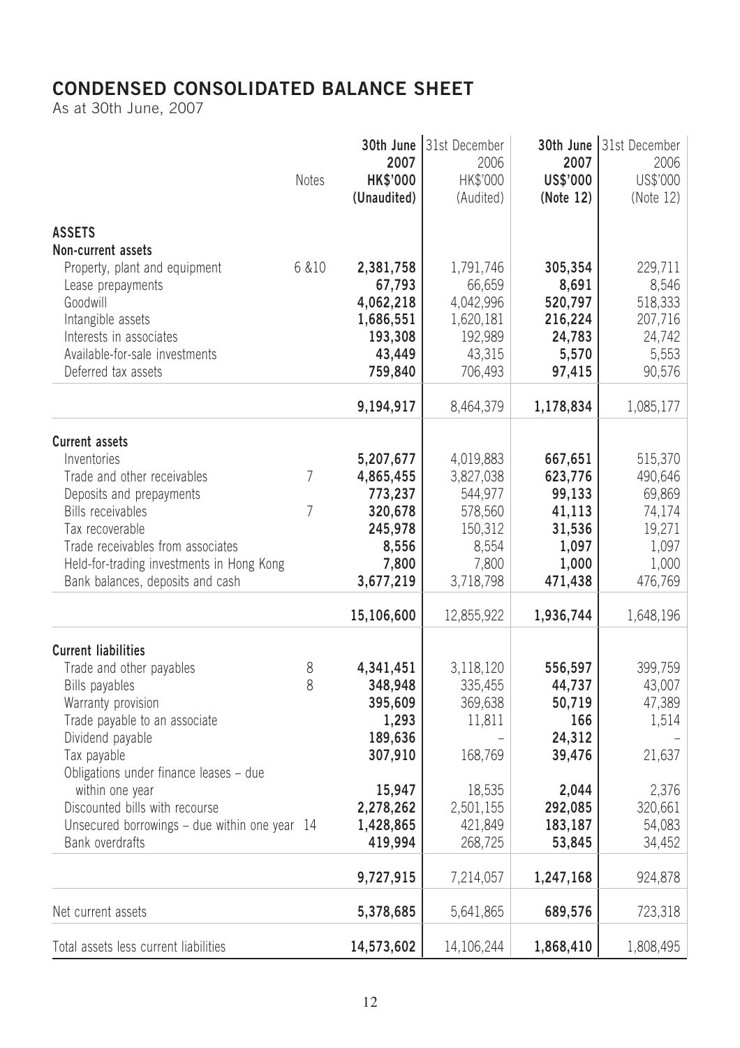# CONDENSED CONSOLIDATED BALANCE SHEET

As at 30th June, 2007

| | Notes | 30th June 2007 HK$'000 (Unaudited) | 31st December 2006 HK$'000 (Audited) | 30th June 2007 US$'000 (Note 12) | 31st December 2006 US$'000 (Note 12) |
|---|---|---|---|---|---|
| **ASSETS** | | | | | |
| **Non-current assets** | | | | | |
| Property, plant and equipment | 6 &10 | **2,381,758** | 1,791,746 | **305,354** | 229,711 |
| Lease prepayments | | **67,793** | 66,659 | **8,691** | 8,546 |
| Goodwill | | **4,062,218** | 4,042,996 | **520,797** | 518,333 |
| Intangible assets | | **1,686,551** | 1,620,181 | **216,224** | 207,716 |
| Interests in associates | | **193,308** | 192,989 | **24,783** | 24,742 |
| Available-for-sale investments | | **43,449** | 43,315 | **5,570** | 5,553 |
| Deferred tax assets | | **759,840** | 706,493 | **97,415** | 90,576 |
| | | **9,194,917** | 8,464,379 | **1,178,834** | 1,085,177 |
| **Current assets** | | | | | |
| Inventories | | **5,207,677** | 4,019,883 | **667,651** | 515,370 |
| Trade and other receivables | 7 | **4,865,455** | 3,827,038 | **623,776** | 490,646 |
| Deposits and prepayments | | **773,237** | 544,977 | **99,133** | 69,869 |
| Bills receivables | 7 | **320,678** | 578,560 | **41,113** | 74,174 |
| Tax recoverable | | **245,978** | 150,312 | **31,536** | 19,271 |
| Trade receivables from associates | | **8,556** | 8,554 | **1,097** | 1,097 |
| Held-for-trading investments in Hong Kong | | **7,800** | 7,800 | **1,000** | 1,000 |
| Bank balances, deposits and cash | | **3,677,219** | 3,718,798 | **471,438** | 476,769 |
| | | **15,106,600** | 12,855,922 | **1,936,744** | 1,648,196 |
| **Current liabilities** | | | | | |
| Trade and other payables | 8 | **4,341,451** | 3,118,120 | **556,597** | 399,759 |
| Bills payables | 8 | **348,948** | 335,455 | **44,737** | 43,007 |
| Warranty provision | | **395,609** | 369,638 | **50,719** | 47,389 |
| Trade payable to an associate | | **1,293** | 11,811 | **166** | 1,514 |
| Dividend payable | | **189,636** | – | **24,312** | – |
| Tax payable | | **307,910** | 168,769 | **39,476** | 21,637 |
| Obligations under finance leases – due within one year | | **15,947** | 18,535 | **2,044** | 2,376 |
| Discounted bills with recourse | | **2,278,262** | 2,501,155 | **292,085** | 320,661 |
| Unsecured borrowings – due within one year | 14 | **1,428,865** | 421,849 | **183,187** | 54,083 |
| Bank overdrafts | | **419,994** | 268,725 | **53,845** | 34,452 |
| | | **9,727,915** | 7,214,057 | **1,247,168** | 924,878 |
| Net current assets | | **5,378,685** | 5,641,865 | **689,576** | 723,318 |
| Total assets less current liabilities | | **14,573,602** | 14,106,244 | **1,868,410** | 1,808,495 |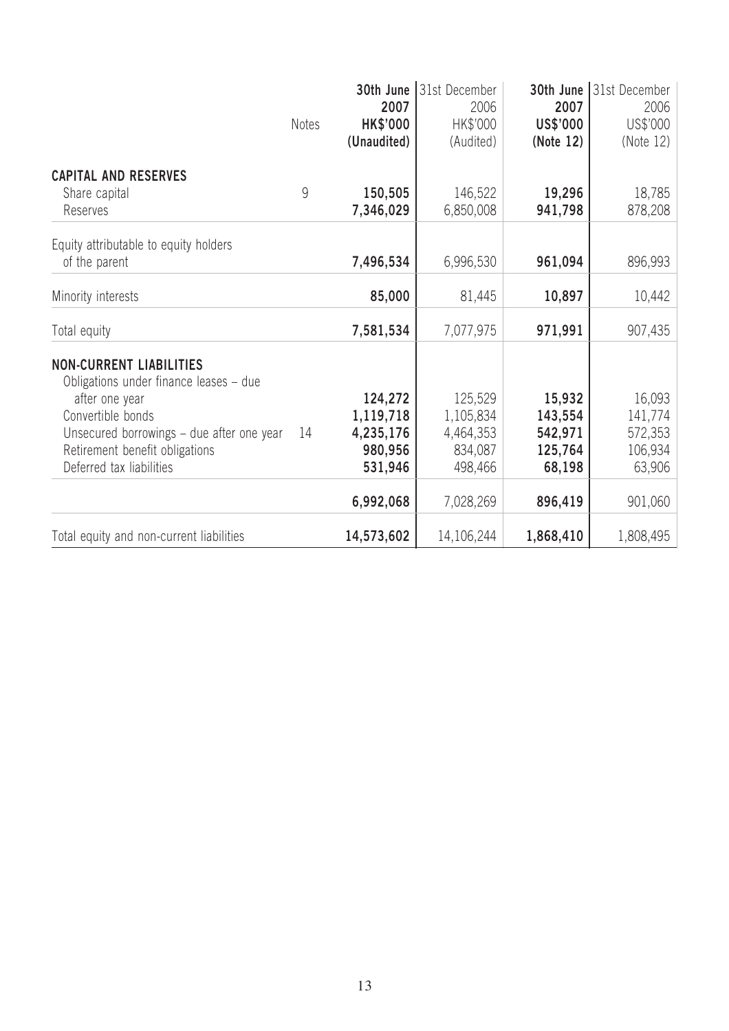|  | Notes | 30th June 2007 HK$'000 (Unaudited) | 31st December 2006 HK$'000 (Audited) | 30th June 2007 US$'000 (Note 12) | 31st December 2006 US$'000 (Note 12) |
|---|---|---|---|---|---|
| **CAPITAL AND RESERVES** | | | | | |
| Share capital | 9 | **150,505** | 146,522 | **19,296** | 18,785 |
| Reserves | | **7,346,029** | 6,850,008 | **941,798** | 878,208 |
| Equity attributable to equity holders of the parent | | **7,496,534** | 6,996,530 | **961,094** | 896,993 |
| Minority interests | | **85,000** | 81,445 | **10,897** | 10,442 |
| Total equity | | **7,581,534** | 7,077,975 | **971,991** | 907,435 |
| **NON-CURRENT LIABILITIES** | | | | | |
| Obligations under finance leases – due after one year | | **124,272** | 125,529 | **15,932** | 16,093 |
| Convertible bonds | | **1,119,718** | 1,105,834 | **143,554** | 141,774 |
| Unsecured borrowings – due after one year | 14 | **4,235,176** | 4,464,353 | **542,971** | 572,353 |
| Retirement benefit obligations | | **980,956** | 834,087 | **125,764** | 106,934 |
| Deferred tax liabilities | | **531,946** | 498,466 | **68,198** | 63,906 |
| | | **6,992,068** | 7,028,269 | **896,419** | 901,060 |
| Total equity and non-current liabilities | | **14,573,602** | 14,106,244 | **1,868,410** | 1,808,495 |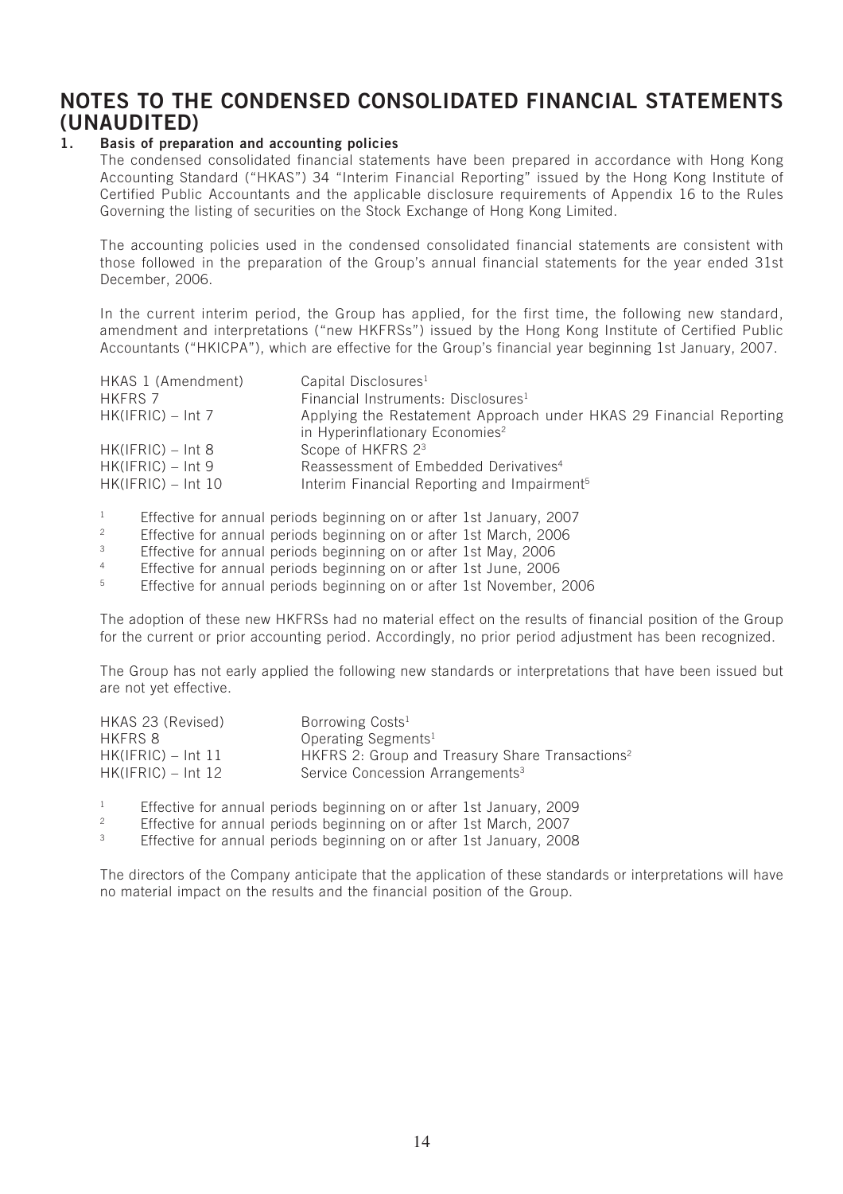# NOTES TO THE CONDENSED CONSOLIDATED FINANCIAL STATEMENTS (UNAUDITED)

## 1. Basis of preparation and accounting policies

The condensed consolidated financial statements have been prepared in accordance with Hong Kong Accounting Standard ("HKAS") 34 "Interim Financial Reporting" issued by the Hong Kong Institute of Certified Public Accountants and the applicable disclosure requirements of Appendix 16 to the Rules Governing the listing of securities on the Stock Exchange of Hong Kong Limited.

The accounting policies used in the condensed consolidated financial statements are consistent with those followed in the preparation of the Group's annual financial statements for the year ended 31st December, 2006.

In the current interim period, the Group has applied, for the first time, the following new standard, amendment and interpretations ("new HKFRSs") issued by the Hong Kong Institute of Certified Public Accountants ("HKICPA"), which are effective for the Group's financial year beginning 1st January, 2007.

| | |
|---|---|
| HKAS 1 (Amendment) | Capital Disclosures[1] |
| HKFRS 7 | Financial Instruments: Disclosures[1] |
| HK(IFRIC) – Int 7 | Applying the Restatement Approach under HKAS 29 Financial Reporting in Hyperinflationary Economies[2] |
| HK(IFRIC) – Int 8 | Scope of HKFRS 2[3] |
| HK(IFRIC) – Int 9 | Reassessment of Embedded Derivatives[4] |
| HK(IFRIC) – Int 10 | Interim Financial Reporting and Impairment[5] |

[1] Effective for annual periods beginning on or after 1st January, 2007
[2] Effective for annual periods beginning on or after 1st March, 2006
[3] Effective for annual periods beginning on or after 1st May, 2006
[4] Effective for annual periods beginning on or after 1st June, 2006
[5] Effective for annual periods beginning on or after 1st November, 2006

The adoption of these new HKFRSs had no material effect on the results of financial position of the Group for the current or prior accounting period. Accordingly, no prior period adjustment has been recognized.

The Group has not early applied the following new standards or interpretations that have been issued but are not yet effective.

| | |
|---|---|
| HKAS 23 (Revised) | Borrowing Costs[1] |
| HKFRS 8 | Operating Segments[1] |
| HK(IFRIC) – Int 11 | HKFRS 2: Group and Treasury Share Transactions[2] |
| HK(IFRIC) – Int 12 | Service Concession Arrangements[3] |

[1] Effective for annual periods beginning on or after 1st January, 2009
[2] Effective for annual periods beginning on or after 1st March, 2007
[3] Effective for annual periods beginning on or after 1st January, 2008

The directors of the Company anticipate that the application of these standards or interpretations will have no material impact on the results and the financial position of the Group.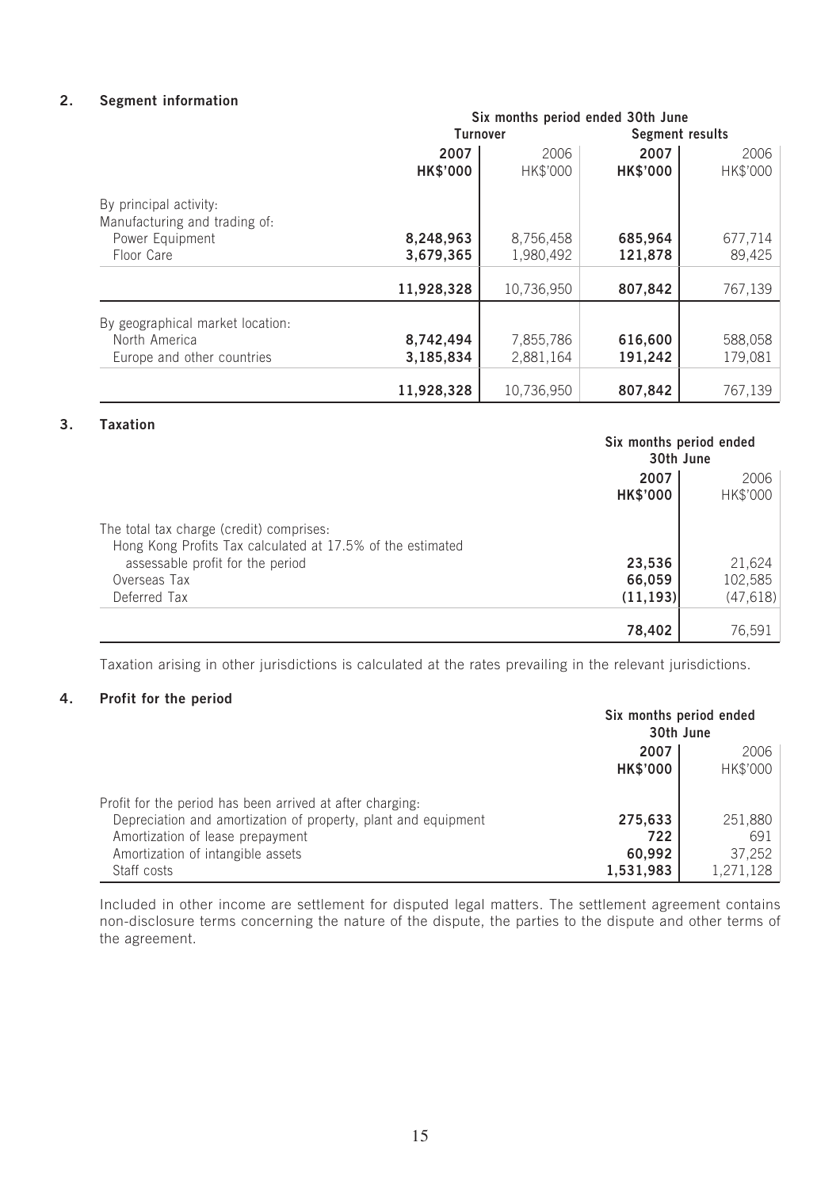## 2. Segment information

| | Six months period ended 30th June | | | |
|---|---|---|---|---|
| | Turnover | | Segment results | |
| | **2007** | 2006 | **2007** | 2006 |
| | **HK$'000** | HK$'000 | **HK$'000** | HK$'000 |
| By principal activity: | | | | |
| Manufacturing and trading of: | | | | |
| Power Equipment | **8,248,963** | 8,756,458 | **685,964** | 677,714 |
| Floor Care | **3,679,365** | 1,980,492 | **121,878** | 89,425 |
| | **11,928,328** | 10,736,950 | **807,842** | 767,139 |
| By geographical market location: | | | | |
| North America | **8,742,494** | 7,855,786 | **616,600** | 588,058 |
| Europe and other countries | **3,185,834** | 2,881,164 | **191,242** | 179,081 |
| | **11,928,328** | 10,736,950 | **807,842** | 767,139 |

## 3. Taxation

| | Six months period ended 30th June | |
|---|---|---|
| | **2007** | 2006 |
| | **HK$'000** | HK$'000 |
| The total tax charge (credit) comprises: | | |
| Hong Kong Profits Tax calculated at 17.5% of the estimated assessable profit for the period | **23,536** | 21,624 |
| Overseas Tax | **66,059** | 102,585 |
| Deferred Tax | **(11,193)** | (47,618) |
| | **78,402** | 76,591 |

Taxation arising in other jurisdictions is calculated at the rates prevailing in the relevant jurisdictions.

## 4. Profit for the period

| | Six months period ended 30th June | |
|---|---|---|
| | **2007** | 2006 |
| | **HK$'000** | HK$'000 |
| Profit for the period has been arrived at after charging: | | |
| Depreciation and amortization of property, plant and equipment | **275,633** | 251,880 |
| Amortization of lease prepayment | **722** | 691 |
| Amortization of intangible assets | **60,992** | 37,252 |
| Staff costs | **1,531,983** | 1,271,128 |

Included in other income are settlement for disputed legal matters. The settlement agreement contains non-disclosure terms concerning the nature of the dispute, the parties to the dispute and other terms of the agreement.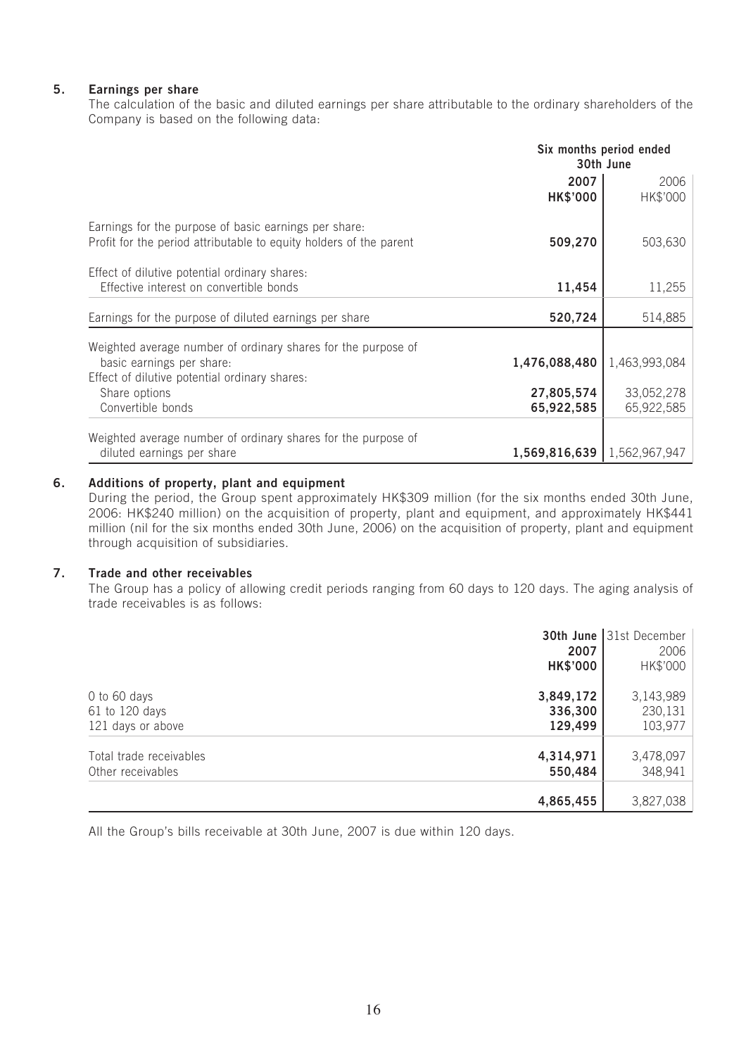### 5. Earnings per share

The calculation of the basic and diluted earnings per share attributable to the ordinary shareholders of the Company is based on the following data:

| | Six months period ended 30th June | |
|---|---|---|
| | **2007** | 2006 |
| | **HK$'000** | HK$'000 |
| Earnings for the purpose of basic earnings per share: | | |
| Profit for the period attributable to equity holders of the parent | **509,270** | 503,630 |
| Effect of dilutive potential ordinary shares: | | |
| Effective interest on convertible bonds | **11,454** | 11,255 |
| Earnings for the purpose of diluted earnings per share | **520,724** | 514,885 |
| Weighted average number of ordinary shares for the purpose of basic earnings per share: | **1,476,088,480** | 1,463,993,084 |
| Effect of dilutive potential ordinary shares: | | |
| Share options | **27,805,574** | 33,052,278 |
| Convertible bonds | **65,922,585** | 65,922,585 |
| Weighted average number of ordinary shares for the purpose of diluted earnings per share | **1,569,816,639** | 1,562,967,947 |

### 6. Additions of property, plant and equipment

During the period, the Group spent approximately HK$309 million (for the six months ended 30th June, 2006: HK$240 million) on the acquisition of property, plant and equipment, and approximately HK$441 million (nil for the six months ended 30th June, 2006) on the acquisition of property, plant and equipment through acquisition of subsidiaries.

### 7. Trade and other receivables

The Group has a policy of allowing credit periods ranging from 60 days to 120 days. The aging analysis of trade receivables is as follows:

| | **30th June 2007** | 31st December 2006 |
|---|---|---|
| | **HK$'000** | HK$'000 |
| 0 to 60 days | **3,849,172** | 3,143,989 |
| 61 to 120 days | **336,300** | 230,131 |
| 121 days or above | **129,499** | 103,977 |
| Total trade receivables | **4,314,971** | 3,478,097 |
| Other receivables | **550,484** | 348,941 |
| | **4,865,455** | 3,827,038 |

All the Group's bills receivable at 30th June, 2007 is due within 120 days.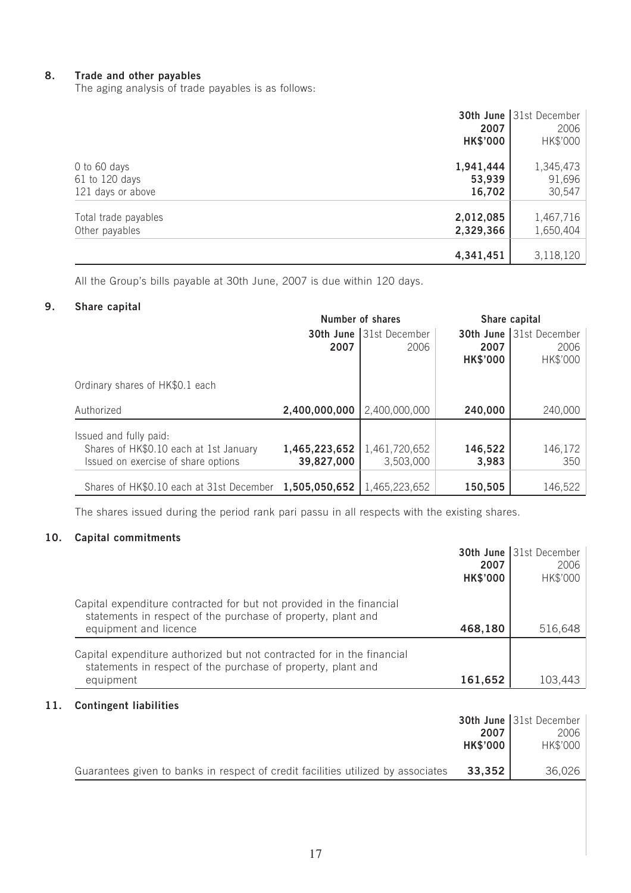## 8. Trade and other payables

The aging analysis of trade payables is as follows:

| | 30th June 2007 HK$'000 | 31st December 2006 HK$'000 |
|---|---|---|
| 0 to 60 days | 1,941,444 | 1,345,473 |
| 61 to 120 days | 53,939 | 91,696 |
| 121 days or above | 16,702 | 30,547 |
| Total trade payables | 2,012,085 | 1,467,716 |
| Other payables | 2,329,366 | 1,650,404 |
| | 4,341,451 | 3,118,120 |

All the Group's bills payable at 30th June, 2007 is due within 120 days.

## 9. Share capital

| | Number of shares | | Share capital | |
|---|---|---|---|---|
| | 30th June 2007 | 31st December 2006 | 30th June 2007 HK$'000 | 31st December 2006 HK$'000 |
| Ordinary shares of HK$0.1 each | | | | |
| Authorized | 2,400,000,000 | 2,400,000,000 | 240,000 | 240,000 |
| Issued and fully paid: | | | | |
| Shares of HK$0.10 each at 1st January | 1,465,223,652 | 1,461,720,652 | 146,522 | 146,172 |
| Issued on exercise of share options | 39,827,000 | 3,503,000 | 3,983 | 350 |
| Shares of HK$0.10 each at 31st December | 1,505,050,652 | 1,465,223,652 | 150,505 | 146,522 |

The shares issued during the period rank pari passu in all respects with the existing shares.

## 10. Capital commitments

| | 30th June 2007 HK$'000 | 31st December 2006 HK$'000 |
|---|---|---|
| Capital expenditure contracted for but not provided in the financial statements in respect of the purchase of property, plant and equipment and licence | 468,180 | 516,648 |
| Capital expenditure authorized but not contracted for in the financial statements in respect of the purchase of property, plant and equipment | 161,652 | 103,443 |

## 11. Contingent liabilities

| | 30th June 2007 HK$'000 | 31st December 2006 HK$'000 |
|---|---|---|
| Guarantees given to banks in respect of credit facilities utilized by associates | 33,352 | 36,026 |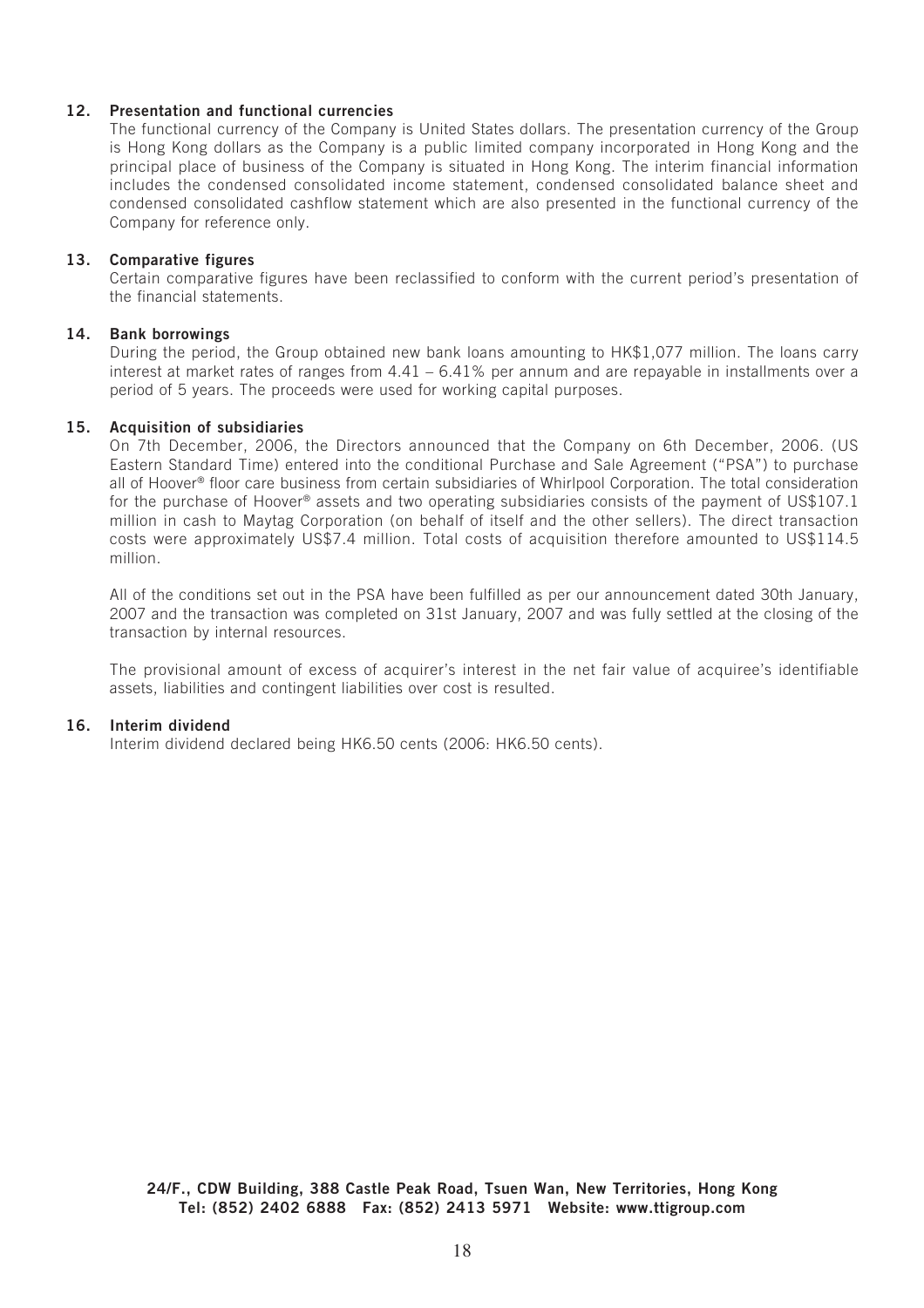**12. Presentation and functional currencies**

The functional currency of the Company is United States dollars. The presentation currency of the Group is Hong Kong dollars as the Company is a public limited company incorporated in Hong Kong and the principal place of business of the Company is situated in Hong Kong. The interim financial information includes the condensed consolidated income statement, condensed consolidated balance sheet and condensed consolidated cashflow statement which are also presented in the functional currency of the Company for reference only.

**13. Comparative figures**

Certain comparative figures have been reclassified to conform with the current period's presentation of the financial statements.

**14. Bank borrowings**

During the period, the Group obtained new bank loans amounting to HK$1,077 million. The loans carry interest at market rates of ranges from 4.41 – 6.41% per annum and are repayable in installments over a period of 5 years. The proceeds were used for working capital purposes.

**15. Acquisition of subsidiaries**

On 7th December, 2006, the Directors announced that the Company on 6th December, 2006. (US Eastern Standard Time) entered into the conditional Purchase and Sale Agreement ("PSA") to purchase all of Hoover® floor care business from certain subsidiaries of Whirlpool Corporation. The total consideration for the purchase of Hoover® assets and two operating subsidiaries consists of the payment of US$107.1 million in cash to Maytag Corporation (on behalf of itself and the other sellers). The direct transaction costs were approximately US$7.4 million. Total costs of acquisition therefore amounted to US$114.5 million.

All of the conditions set out in the PSA have been fulfilled as per our announcement dated 30th January, 2007 and the transaction was completed on 31st January, 2007 and was fully settled at the closing of the transaction by internal resources.

The provisional amount of excess of acquirer's interest in the net fair value of acquiree's identifiable assets, liabilities and contingent liabilities over cost is resulted.

**16. Interim dividend**

Interim dividend declared being HK6.50 cents (2006: HK6.50 cents).

**24/F., CDW Building, 388 Castle Peak Road, Tsuen Wan, New Territories, Hong Kong**
**Tel: (852) 2402 6888 Fax: (852) 2413 5971 Website: www.ttigroup.com**